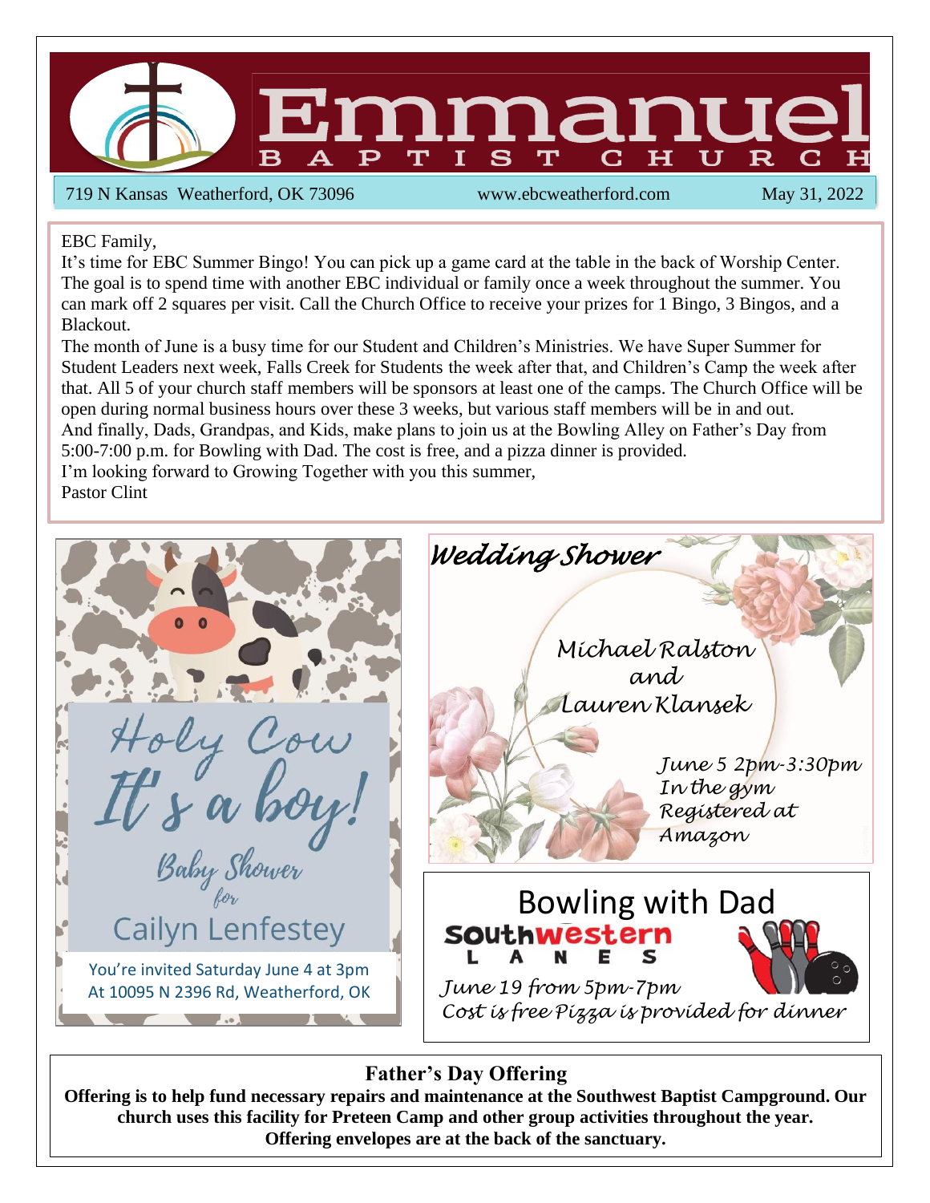# Emmanuel Baptist Church

719 N Kansas Weatherford, OK 73096 www.ebcweatherford.com May 31, 2022

EBC Family,

It's time for EBC Summer Bingo! You can pick up a game card at the table in the back of Worship Center. The goal is to spend time with another EBC individual or family once a week throughout the summer. You can mark off 2 squares per visit. Call the Church Office to receive your prizes for 1 Bingo, 3 Bingos, and a Blackout.

The month of June is a busy time for our Student and Children's Ministries. We have Super Summer for Student Leaders next week, Falls Creek for Students the week after that, and Children's Camp the week after that. All 5 of your church staff members will be sponsors at least one of the camps. The Church Office will be open during normal business hours over these 3 weeks, but various staff members will be in and out.

And finally, Dads, Grandpas, and Kids, make plans to join us at the Bowling Alley on Father's Day from 5:00-7:00 p.m. for Bowling with Dad. The cost is free, and a pizza dinner is provided.

I'm looking forward to Growing Together with you this summer,

Pastor Clint

## Holy Cow It's a boy!

Baby Shower for

Cailyn Lenfestey

You're invited Saturday June 4 at 3pm

At 10095 N 2396 Rd, Weatherford, OK

## *Wedding Shower*

*Michael Ralston and Lauren Klansek*

*June 5 2pm-3:30pm*
*In the gym*
*Registered at Amazon*

## Bowling with Dad

Southwestern Lanes

*June 19 from 5pm-7pm*
*Cost is free Pizza is provided for dinner*

## Father's Day Offering

**Offering is to help fund necessary repairs and maintenance at the Southwest Baptist Campground. Our church uses this facility for Preteen Camp and other group activities throughout the year. Offering envelopes are at the back of the sanctuary.**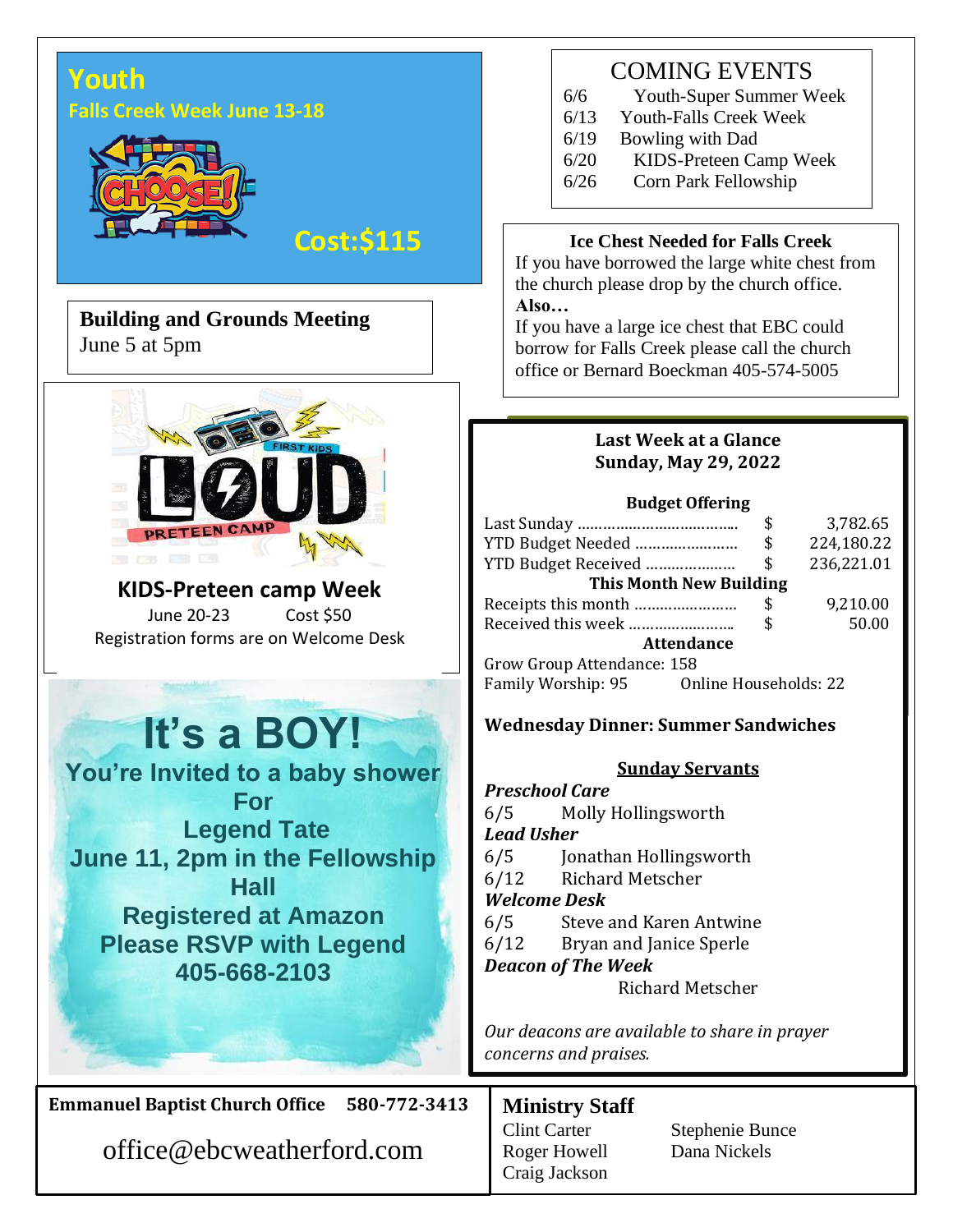## Youth

**Falls Creek Week June 13-18**

CHOOSE!

**Cost:$115**

**Building and Grounds Meeting**
June 5 at 5pm

FIRST KIDS LOUD PRETEEN CAMP

### KIDS-Preteen camp Week

June 20-23 Cost $50

Registration forms are on Welcome Desk

# It's a BOY!

**You're Invited to a baby shower For Legend Tate**
**June 11, 2pm in the Fellowship Hall**
**Registered at Amazon**
**Please RSVP with Legend 405-668-2103**

## COMING EVENTS

| | |
|---|---|
| 6/6 | Youth-Super Summer Week |
| 6/13 | Youth-Falls Creek Week |
| 6/19 | Bowling with Dad |
| 6/20 | KIDS-Preteen Camp Week |
| 6/26 | Corn Park Fellowship |

**Ice Chest Needed for Falls Creek**

If you have borrowed the large white chest from the church please drop by the church office.

**Also…**

If you have a large ice chest that EBC could borrow for Falls Creek please call the church office or Bernard Boeckman 405-574-5005

**Last Week at a Glance**
**Sunday, May 29, 2022**

| | | |
|---|---|---|
| **Budget Offering** | | |
| Last Sunday ……………………………… | $ | 3,782.65 |
| YTD Budget Needed …………………… | $ | 224,180.22 |
| YTD Budget Received ………………… | $ | 236,221.01 |
| **This Month New Building** | | |
| Receipts this month …………………… | $ | 9,210.00 |
| Received this week ……………………. | $ | 50.00 |

**Attendance**

Grow Group Attendance: 158
Family Worship: 95 Online Households: 22

**Wednesday Dinner: Summer Sandwiches**

**Sunday Servants**

***Preschool Care***
6/5 Molly Hollingsworth

***Lead Usher***
6/5 Jonathan Hollingsworth
6/12 Richard Metscher

***Welcome Desk***
6/5 Steve and Karen Antwine
6/12 Bryan and Janice Sperle

***Deacon of The Week***
Richard Metscher

*Our deacons are available to share in prayer concerns and praises.*

**Emmanuel Baptist Church Office 580-772-3413**

office@ebcweatherford.com

**Ministry Staff**

Clint Carter
Roger Howell
Craig Jackson
Stephenie Bunce
Dana Nickels